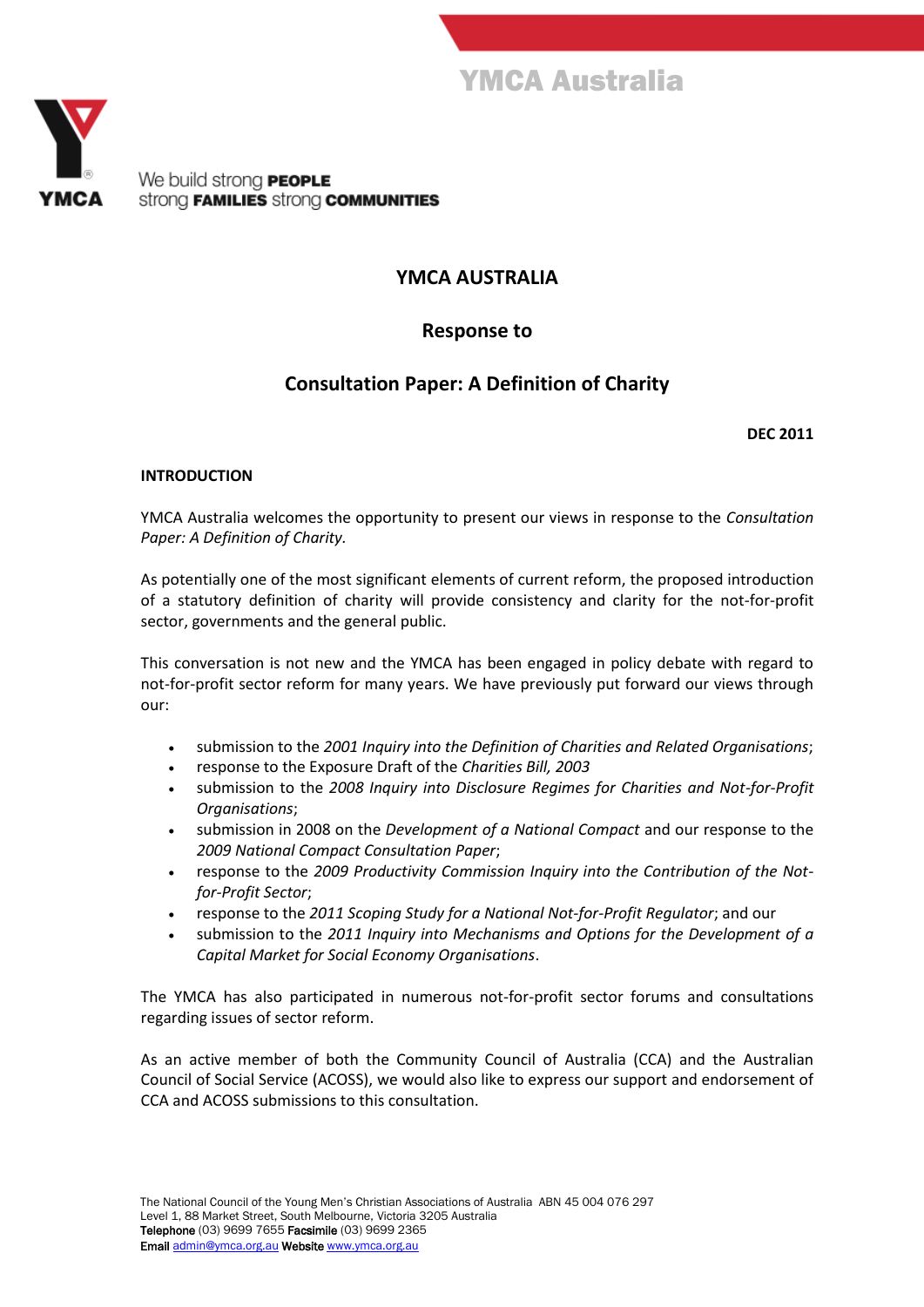YMCA Australia

We build strong **PEOPLE**
strong **FAMILIES** strong **COMMUNITIES**

# YMCA AUSTRALIA

## Response to

## Consultation Paper: A Definition of Charity

**DEC 2011**

### INTRODUCTION

YMCA Australia welcomes the opportunity to present our views in response to the *Consultation Paper: A Definition of Charity.*

As potentially one of the most significant elements of current reform, the proposed introduction of a statutory definition of charity will provide consistency and clarity for the not-for-profit sector, governments and the general public.

This conversation is not new and the YMCA has been engaged in policy debate with regard to not-for-profit sector reform for many years. We have previously put forward our views through our:

- submission to the *2001 Inquiry into the Definition of Charities and Related Organisations*;
- response to the Exposure Draft of the *Charities Bill, 2003*
- submission to the *2008 Inquiry into Disclosure Regimes for Charities and Not-for-Profit Organisations*;
- submission in 2008 on the *Development of a National Compact* and our response to the *2009 National Compact Consultation Paper*;
- response to the *2009 Productivity Commission Inquiry into the Contribution of the Not-for-Profit Sector*;
- response to the *2011 Scoping Study for a National Not-for-Profit Regulator*; and our
- submission to the *2011 Inquiry into Mechanisms and Options for the Development of a Capital Market for Social Economy Organisations*.

The YMCA has also participated in numerous not-for-profit sector forums and consultations regarding issues of sector reform.

As an active member of both the Community Council of Australia (CCA) and the Australian Council of Social Service (ACOSS), we would also like to express our support and endorsement of CCA and ACOSS submissions to this consultation.

The National Council of the Young Men's Christian Associations of Australia ABN 45 004 076 297
Level 1, 88 Market Street, South Melbourne, Victoria 3205 Australia
**Telephone** (03) 9699 7655 **Facsimile** (03) 9699 2365
**Email** admin@ymca.org.au **Website** www.ymca.org.au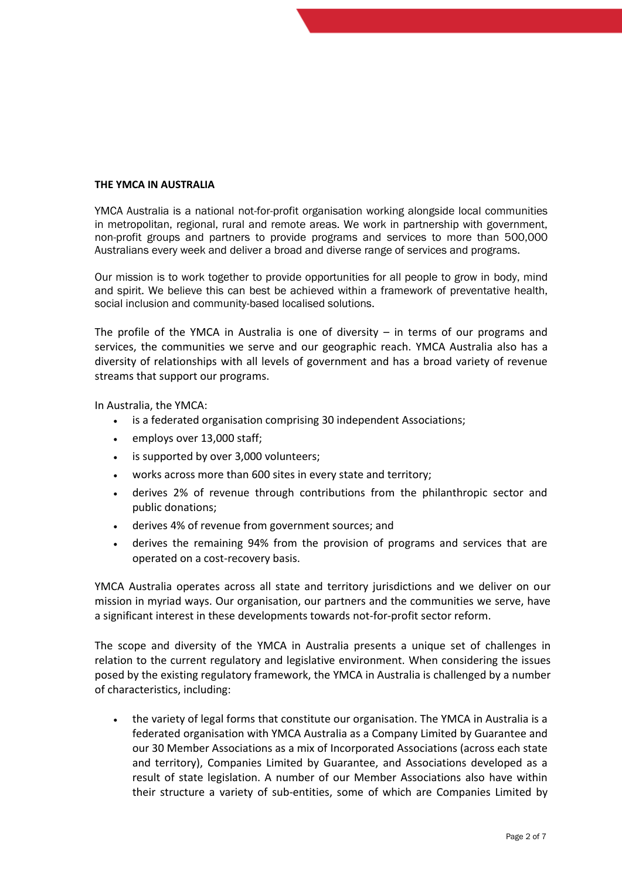**THE YMCA IN AUSTRALIA**

YMCA Australia is a national not-for-profit organisation working alongside local communities in metropolitan, regional, rural and remote areas. We work in partnership with government, non-profit groups and partners to provide programs and services to more than 500,000 Australians every week and deliver a broad and diverse range of services and programs.

Our mission is to work together to provide opportunities for all people to grow in body, mind and spirit. We believe this can best be achieved within a framework of preventative health, social inclusion and community-based localised solutions.

The profile of the YMCA in Australia is one of diversity – in terms of our programs and services, the communities we serve and our geographic reach. YMCA Australia also has a diversity of relationships with all levels of government and has a broad variety of revenue streams that support our programs.

In Australia, the YMCA:

- is a federated organisation comprising 30 independent Associations;
- employs over 13,000 staff;
- is supported by over 3,000 volunteers;
- works across more than 600 sites in every state and territory;
- derives 2% of revenue through contributions from the philanthropic sector and public donations;
- derives 4% of revenue from government sources; and
- derives the remaining 94% from the provision of programs and services that are operated on a cost-recovery basis.

YMCA Australia operates across all state and territory jurisdictions and we deliver on our mission in myriad ways. Our organisation, our partners and the communities we serve, have a significant interest in these developments towards not-for-profit sector reform.

The scope and diversity of the YMCA in Australia presents a unique set of challenges in relation to the current regulatory and legislative environment. When considering the issues posed by the existing regulatory framework, the YMCA in Australia is challenged by a number of characteristics, including:

- the variety of legal forms that constitute our organisation. The YMCA in Australia is a federated organisation with YMCA Australia as a Company Limited by Guarantee and our 30 Member Associations as a mix of Incorporated Associations (across each state and territory), Companies Limited by Guarantee, and Associations developed as a result of state legislation. A number of our Member Associations also have within their structure a variety of sub-entities, some of which are Companies Limited by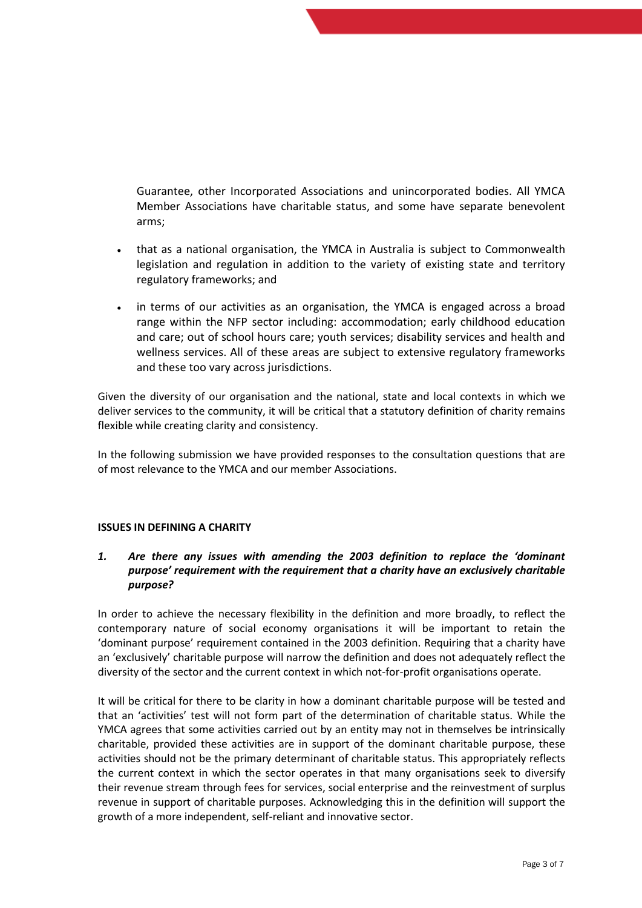Guarantee, other Incorporated Associations and unincorporated bodies. All YMCA Member Associations have charitable status, and some have separate benevolent arms;

- that as a national organisation, the YMCA in Australia is subject to Commonwealth legislation and regulation in addition to the variety of existing state and territory regulatory frameworks; and
- in terms of our activities as an organisation, the YMCA is engaged across a broad range within the NFP sector including: accommodation; early childhood education and care; out of school hours care; youth services; disability services and health and wellness services. All of these areas are subject to extensive regulatory frameworks and these too vary across jurisdictions.

Given the diversity of our organisation and the national, state and local contexts in which we deliver services to the community, it will be critical that a statutory definition of charity remains flexible while creating clarity and consistency.

In the following submission we have provided responses to the consultation questions that are of most relevance to the YMCA and our member Associations.

**ISSUES IN DEFINING A CHARITY**

***1. Are there any issues with amending the 2003 definition to replace the 'dominant purpose' requirement with the requirement that a charity have an exclusively charitable purpose?***

In order to achieve the necessary flexibility in the definition and more broadly, to reflect the contemporary nature of social economy organisations it will be important to retain the 'dominant purpose' requirement contained in the 2003 definition. Requiring that a charity have an 'exclusively' charitable purpose will narrow the definition and does not adequately reflect the diversity of the sector and the current context in which not-for-profit organisations operate.

It will be critical for there to be clarity in how a dominant charitable purpose will be tested and that an 'activities' test will not form part of the determination of charitable status. While the YMCA agrees that some activities carried out by an entity may not in themselves be intrinsically charitable, provided these activities are in support of the dominant charitable purpose, these activities should not be the primary determinant of charitable status. This appropriately reflects the current context in which the sector operates in that many organisations seek to diversify their revenue stream through fees for services, social enterprise and the reinvestment of surplus revenue in support of charitable purposes. Acknowledging this in the definition will support the growth of a more independent, self-reliant and innovative sector.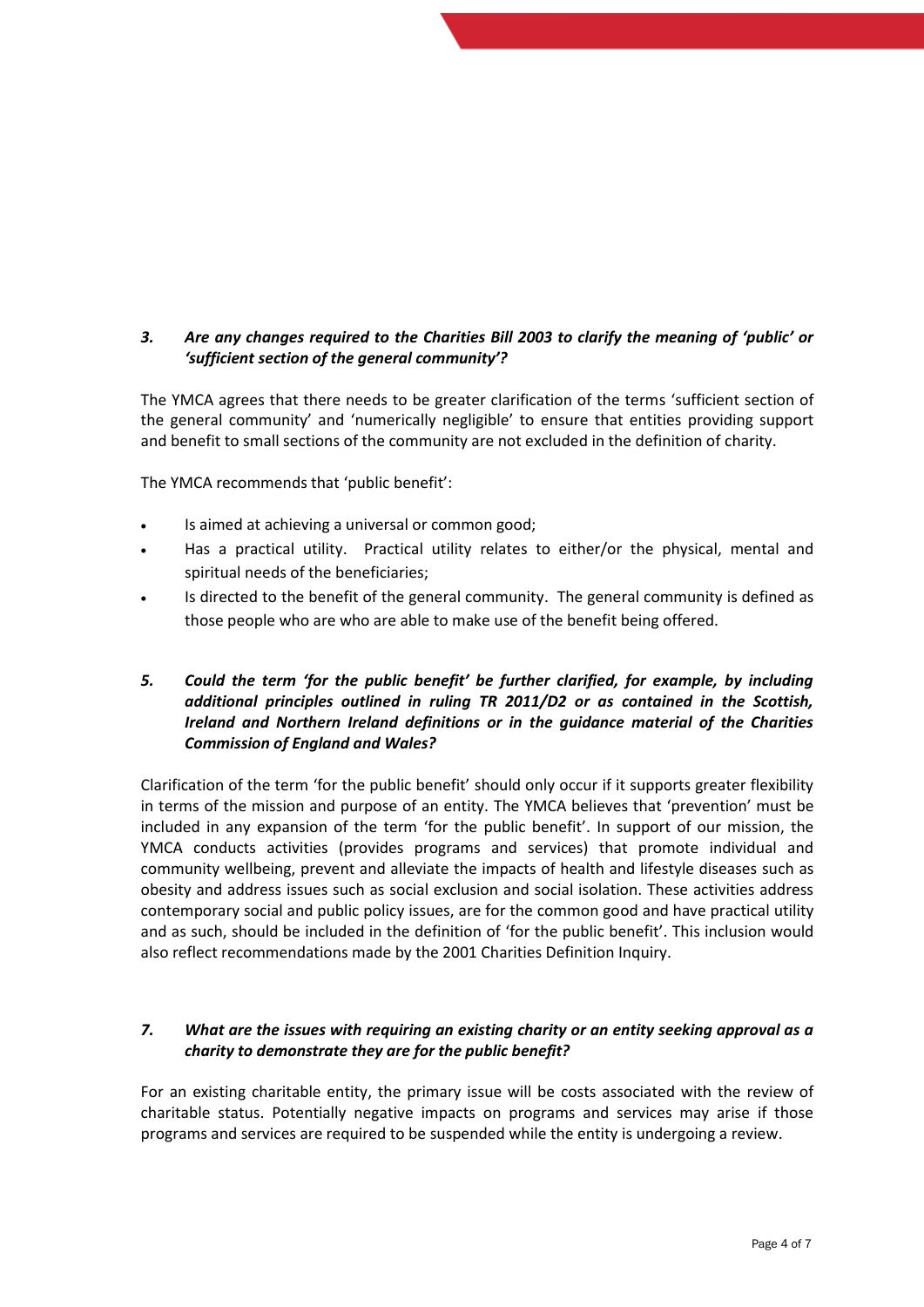### *3. Are any changes required to the Charities Bill 2003 to clarify the meaning of 'public' or 'sufficient section of the general community'?*

The YMCA agrees that there needs to be greater clarification of the terms 'sufficient section of the general community' and 'numerically negligible' to ensure that entities providing support and benefit to small sections of the community are not excluded in the definition of charity.

The YMCA recommends that 'public benefit':

- Is aimed at achieving a universal or common good;
- Has a practical utility. Practical utility relates to either/or the physical, mental and spiritual needs of the beneficiaries;
- Is directed to the benefit of the general community. The general community is defined as those people who are who are able to make use of the benefit being offered.

### *5. Could the term 'for the public benefit' be further clarified, for example, by including additional principles outlined in ruling TR 2011/D2 or as contained in the Scottish, Ireland and Northern Ireland definitions or in the guidance material of the Charities Commission of England and Wales?*

Clarification of the term 'for the public benefit' should only occur if it supports greater flexibility in terms of the mission and purpose of an entity. The YMCA believes that 'prevention' must be included in any expansion of the term 'for the public benefit'. In support of our mission, the YMCA conducts activities (provides programs and services) that promote individual and community wellbeing, prevent and alleviate the impacts of health and lifestyle diseases such as obesity and address issues such as social exclusion and social isolation. These activities address contemporary social and public policy issues, are for the common good and have practical utility and as such, should be included in the definition of 'for the public benefit'. This inclusion would also reflect recommendations made by the 2001 Charities Definition Inquiry.

### *7. What are the issues with requiring an existing charity or an entity seeking approval as a charity to demonstrate they are for the public benefit?*

For an existing charitable entity, the primary issue will be costs associated with the review of charitable status. Potentially negative impacts on programs and services may arise if those programs and services are required to be suspended while the entity is undergoing a review.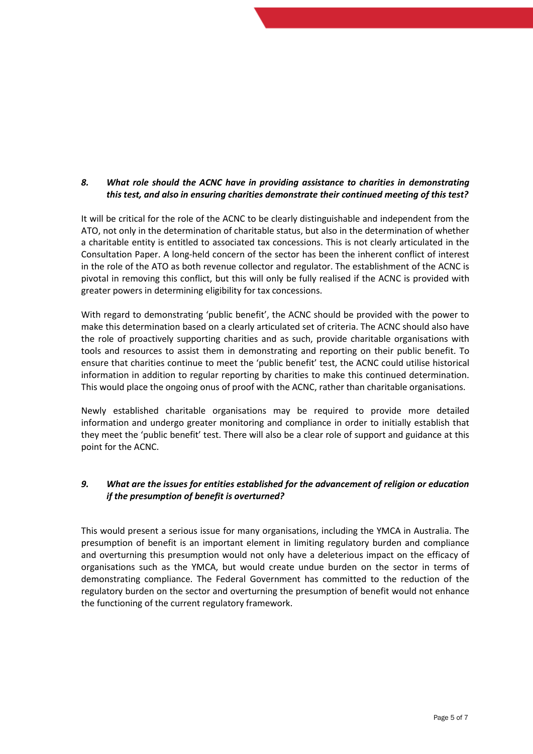### *8. What role should the ACNC have in providing assistance to charities in demonstrating this test, and also in ensuring charities demonstrate their continued meeting of this test?*

It will be critical for the role of the ACNC to be clearly distinguishable and independent from the ATO, not only in the determination of charitable status, but also in the determination of whether a charitable entity is entitled to associated tax concessions. This is not clearly articulated in the Consultation Paper. A long-held concern of the sector has been the inherent conflict of interest in the role of the ATO as both revenue collector and regulator. The establishment of the ACNC is pivotal in removing this conflict, but this will only be fully realised if the ACNC is provided with greater powers in determining eligibility for tax concessions.

With regard to demonstrating 'public benefit', the ACNC should be provided with the power to make this determination based on a clearly articulated set of criteria. The ACNC should also have the role of proactively supporting charities and as such, provide charitable organisations with tools and resources to assist them in demonstrating and reporting on their public benefit. To ensure that charities continue to meet the 'public benefit' test, the ACNC could utilise historical information in addition to regular reporting by charities to make this continued determination. This would place the ongoing onus of proof with the ACNC, rather than charitable organisations.

Newly established charitable organisations may be required to provide more detailed information and undergo greater monitoring and compliance in order to initially establish that they meet the 'public benefit' test. There will also be a clear role of support and guidance at this point for the ACNC.

### *9. What are the issues for entities established for the advancement of religion or education if the presumption of benefit is overturned?*

This would present a serious issue for many organisations, including the YMCA in Australia. The presumption of benefit is an important element in limiting regulatory burden and compliance and overturning this presumption would not only have a deleterious impact on the efficacy of organisations such as the YMCA, but would create undue burden on the sector in terms of demonstrating compliance. The Federal Government has committed to the reduction of the regulatory burden on the sector and overturning the presumption of benefit would not enhance the functioning of the current regulatory framework.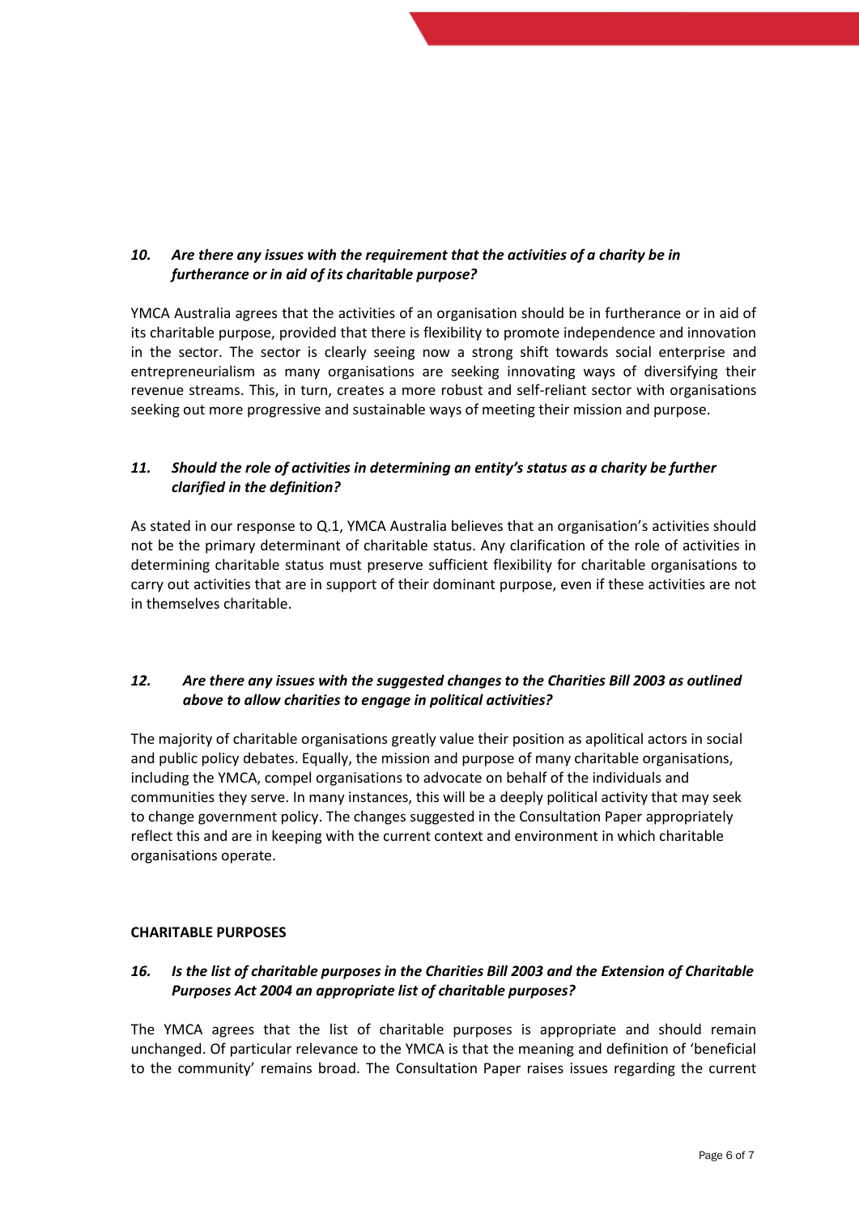*10. Are there any issues with the requirement that the activities of a charity be in furtherance or in aid of its charitable purpose?*

YMCA Australia agrees that the activities of an organisation should be in furtherance or in aid of its charitable purpose, provided that there is flexibility to promote independence and innovation in the sector. The sector is clearly seeing now a strong shift towards social enterprise and entrepreneurialism as many organisations are seeking innovating ways of diversifying their revenue streams. This, in turn, creates a more robust and self-reliant sector with organisations seeking out more progressive and sustainable ways of meeting their mission and purpose.

*11. Should the role of activities in determining an entity's status as a charity be further clarified in the definition?*

As stated in our response to Q.1, YMCA Australia believes that an organisation's activities should not be the primary determinant of charitable status. Any clarification of the role of activities in determining charitable status must preserve sufficient flexibility for charitable organisations to carry out activities that are in support of their dominant purpose, even if these activities are not in themselves charitable.

*12. Are there any issues with the suggested changes to the Charities Bill 2003 as outlined above to allow charities to engage in political activities?*

The majority of charitable organisations greatly value their position as apolitical actors in social and public policy debates. Equally, the mission and purpose of many charitable organisations, including the YMCA, compel organisations to advocate on behalf of the individuals and communities they serve. In many instances, this will be a deeply political activity that may seek to change government policy. The changes suggested in the Consultation Paper appropriately reflect this and are in keeping with the current context and environment in which charitable organisations operate.

**CHARITABLE PURPOSES**

*16. Is the list of charitable purposes in the Charities Bill 2003 and the Extension of Charitable Purposes Act 2004 an appropriate list of charitable purposes?*

The YMCA agrees that the list of charitable purposes is appropriate and should remain unchanged. Of particular relevance to the YMCA is that the meaning and definition of 'beneficial to the community' remains broad. The Consultation Paper raises issues regarding the current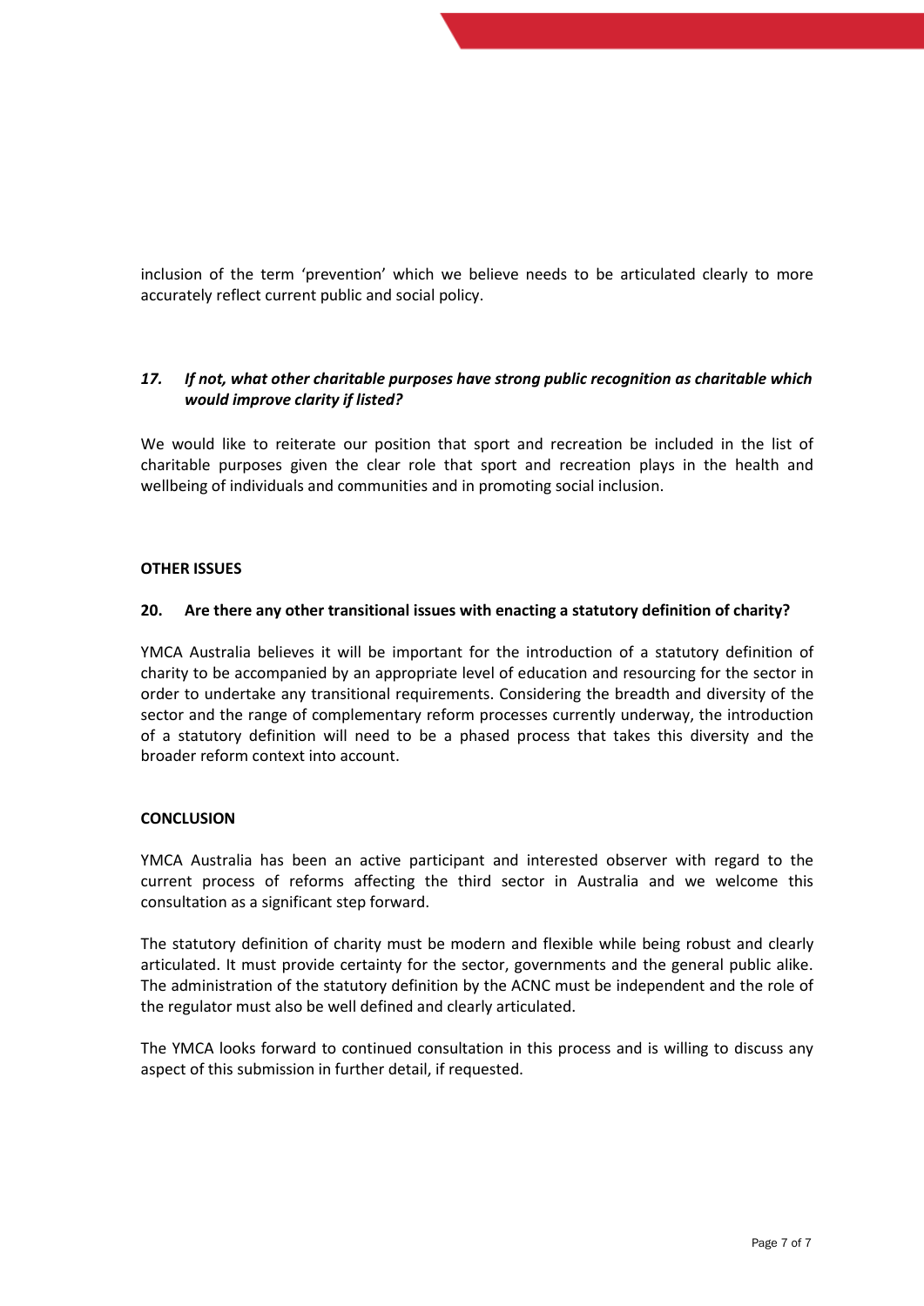inclusion of the term 'prevention' which we believe needs to be articulated clearly to more accurately reflect current public and social policy.

### *17. If not, what other charitable purposes have strong public recognition as charitable which would improve clarity if listed?*

We would like to reiterate our position that sport and recreation be included in the list of charitable purposes given the clear role that sport and recreation plays in the health and wellbeing of individuals and communities and in promoting social inclusion.

## OTHER ISSUES

### 20. Are there any other transitional issues with enacting a statutory definition of charity?

YMCA Australia believes it will be important for the introduction of a statutory definition of charity to be accompanied by an appropriate level of education and resourcing for the sector in order to undertake any transitional requirements. Considering the breadth and diversity of the sector and the range of complementary reform processes currently underway, the introduction of a statutory definition will need to be a phased process that takes this diversity and the broader reform context into account.

## CONCLUSION

YMCA Australia has been an active participant and interested observer with regard to the current process of reforms affecting the third sector in Australia and we welcome this consultation as a significant step forward.

The statutory definition of charity must be modern and flexible while being robust and clearly articulated. It must provide certainty for the sector, governments and the general public alike. The administration of the statutory definition by the ACNC must be independent and the role of the regulator must also be well defined and clearly articulated.

The YMCA looks forward to continued consultation in this process and is willing to discuss any aspect of this submission in further detail, if requested.